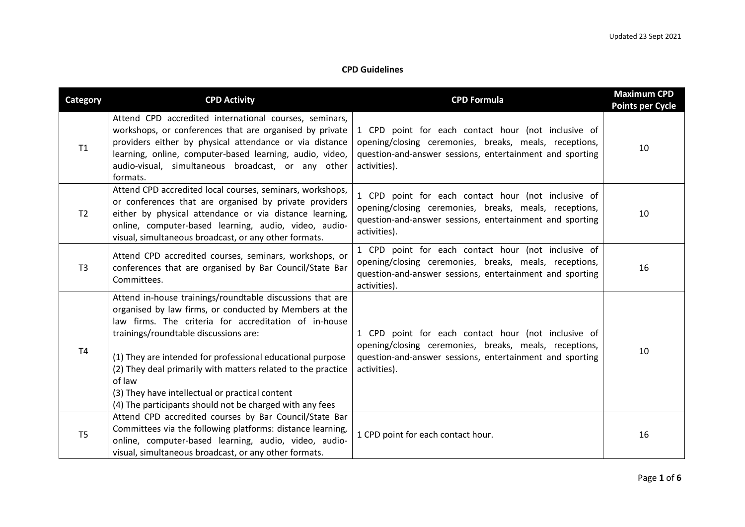Updated 23 Sept 2021

# CPD Guidelines

| Category | CPD Activity | CPD Formula | Maximum CPD Points per Cycle |
|---|---|---|---|
| T1 | Attend CPD accredited international courses, seminars, workshops, or conferences that are organised by private providers either by physical attendance or via distance learning, online, computer-based learning, audio, video, audio-visual, simultaneous broadcast, or any other formats. | 1 CPD point for each contact hour (not inclusive of opening/closing ceremonies, breaks, meals, receptions, question-and-answer sessions, entertainment and sporting activities). | 10 |
| T2 | Attend CPD accredited local courses, seminars, workshops, or conferences that are organised by private providers either by physical attendance or via distance learning, online, computer-based learning, audio, video, audio-visual, simultaneous broadcast, or any other formats. | 1 CPD point for each contact hour (not inclusive of opening/closing ceremonies, breaks, meals, receptions, question-and-answer sessions, entertainment and sporting activities). | 10 |
| T3 | Attend CPD accredited courses, seminars, workshops, or conferences that are organised by Bar Council/State Bar Committees. | 1 CPD point for each contact hour (not inclusive of opening/closing ceremonies, breaks, meals, receptions, question-and-answer sessions, entertainment and sporting activities). | 16 |
| T4 | Attend in-house trainings/roundtable discussions that are organised by law firms, or conducted by Members at the law firms. The criteria for accreditation of in-house trainings/roundtable discussions are:<br><br>(1) They are intended for professional educational purpose<br>(2) They deal primarily with matters related to the practice of law<br>(3) They have intellectual or practical content<br>(4) The participants should not be charged with any fees | 1 CPD point for each contact hour (not inclusive of opening/closing ceremonies, breaks, meals, receptions, question-and-answer sessions, entertainment and sporting activities). | 10 |
| T5 | Attend CPD accredited courses by Bar Council/State Bar Committees via the following platforms: distance learning, online, computer-based learning, audio, video, audio-visual, simultaneous broadcast, or any other formats. | 1 CPD point for each contact hour. | 16 |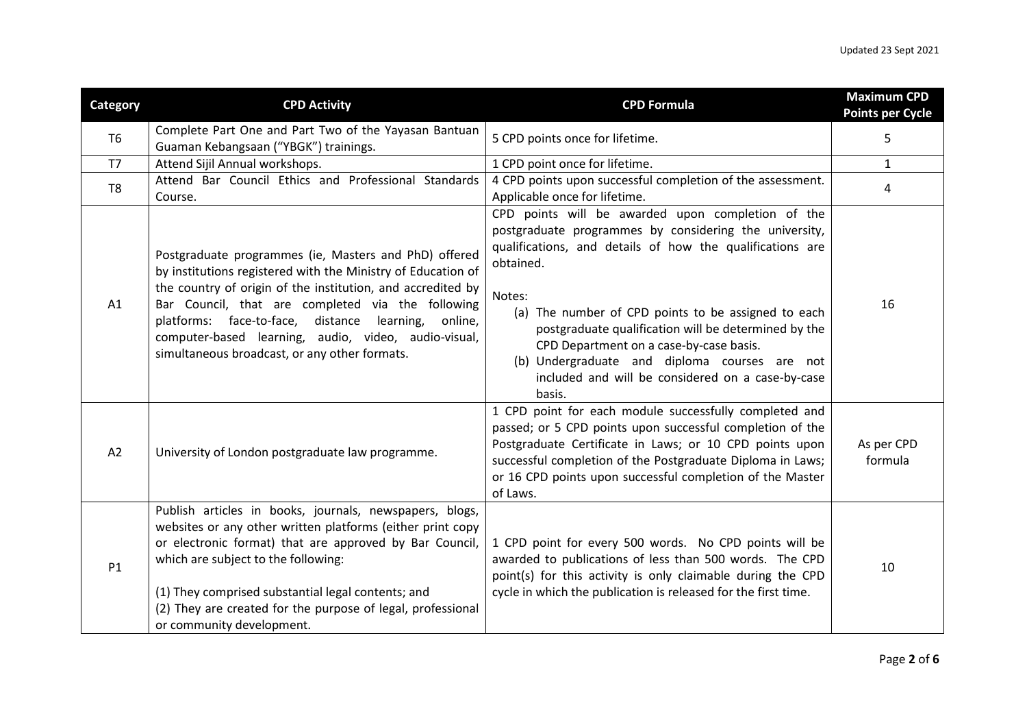| Category | CPD Activity | CPD Formula | Maximum CPD Points per Cycle |
|---|---|---|---|
| T6 | Complete Part One and Part Two of the Yayasan Bantuan Guaman Kebangsaan ("YBGK") trainings. | 5 CPD points once for lifetime. | 5 |
| T7 | Attend Sijil Annual workshops. | 1 CPD point once for lifetime. | 1 |
| T8 | Attend Bar Council Ethics and Professional Standards Course. | 4 CPD points upon successful completion of the assessment. Applicable once for lifetime. | 4 |
| A1 | Postgraduate programmes (ie, Masters and PhD) offered by institutions registered with the Ministry of Education of the country of origin of the institution, and accredited by Bar Council, that are completed via the following platforms: face-to-face, distance learning, online, computer-based learning, audio, video, audio-visual, simultaneous broadcast, or any other formats. | CPD points will be awarded upon completion of the postgraduate programmes by considering the university, qualifications, and details of how the qualifications are obtained.<br><br>Notes:<br>(a) The number of CPD points to be assigned to each postgraduate qualification will be determined by the CPD Department on a case-by-case basis.<br>(b) Undergraduate and diploma courses are not included and will be considered on a case-by-case basis. | 16 |
| A2 | University of London postgraduate law programme. | 1 CPD point for each module successfully completed and passed; or 5 CPD points upon successful completion of the Postgraduate Certificate in Laws; or 10 CPD points upon successful completion of the Postgraduate Diploma in Laws; or 16 CPD points upon successful completion of the Master of Laws. | As per CPD formula |
| P1 | Publish articles in books, journals, newspapers, blogs, websites or any other written platforms (either print copy or electronic format) that are approved by Bar Council, which are subject to the following:<br><br>(1) They comprised substantial legal contents; and<br>(2) They are created for the purpose of legal, professional or community development. | 1 CPD point for every 500 words. No CPD points will be awarded to publications of less than 500 words. The CPD point(s) for this activity is only claimable during the CPD cycle in which the publication is released for the first time. | 10 |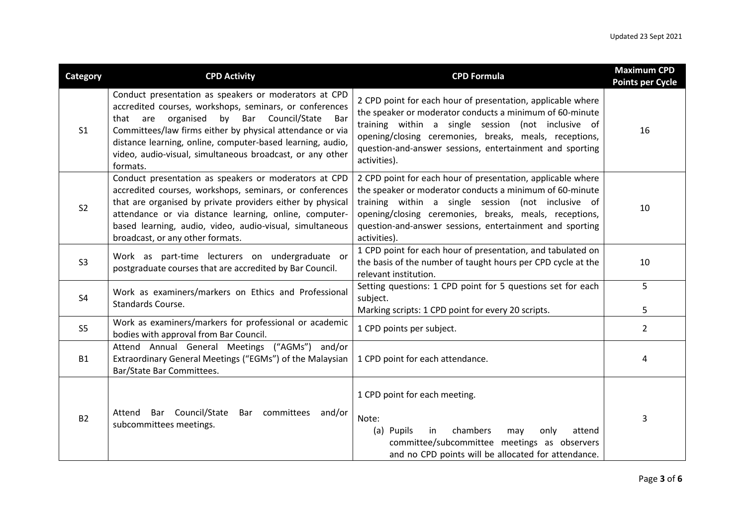| Category | CPD Activity | CPD Formula | Maximum CPD Points per Cycle |
|---|---|---|---|
| S1 | Conduct presentation as speakers or moderators at CPD accredited courses, workshops, seminars, or conferences that are organised by Bar Council/State Bar Committees/law firms either by physical attendance or via distance learning, online, computer-based learning, audio, video, audio-visual, simultaneous broadcast, or any other formats. | 2 CPD point for each hour of presentation, applicable where the speaker or moderator conducts a minimum of 60-minute training within a single session (not inclusive of opening/closing ceremonies, breaks, meals, receptions, question-and-answer sessions, entertainment and sporting activities). | 16 |
| S2 | Conduct presentation as speakers or moderators at CPD accredited courses, workshops, seminars, or conferences that are organised by private providers either by physical attendance or via distance learning, online, computer-based learning, audio, video, audio-visual, simultaneous broadcast, or any other formats. | 2 CPD point for each hour of presentation, applicable where the speaker or moderator conducts a minimum of 60-minute training within a single session (not inclusive of opening/closing ceremonies, breaks, meals, receptions, question-and-answer sessions, entertainment and sporting activities). | 10 |
| S3 | Work as part-time lecturers on undergraduate or postgraduate courses that are accredited by Bar Council. | 1 CPD point for each hour of presentation, and tabulated on the basis of the number of taught hours per CPD cycle at the relevant institution. | 10 |
| S4 | Work as examiners/markers on Ethics and Professional Standards Course. | Setting questions: 1 CPD point for 5 questions set for each subject.<br>Marking scripts: 1 CPD point for every 20 scripts. | 5<br>5 |
| S5 | Work as examiners/markers for professional or academic bodies with approval from Bar Council. | 1 CPD points per subject. | 2 |
| B1 | Attend Annual General Meetings ("AGMs") and/or Extraordinary General Meetings ("EGMs") of the Malaysian Bar/State Bar Committees. | 1 CPD point for each attendance. | 4 |
| B2 | Attend Bar Council/State Bar committees and/or subcommittees meetings. | 1 CPD point for each meeting.<br><br>Note:<br>(a) Pupils in chambers may only attend committee/subcommittee meetings as observers and no CPD points will be allocated for attendance. | 3 |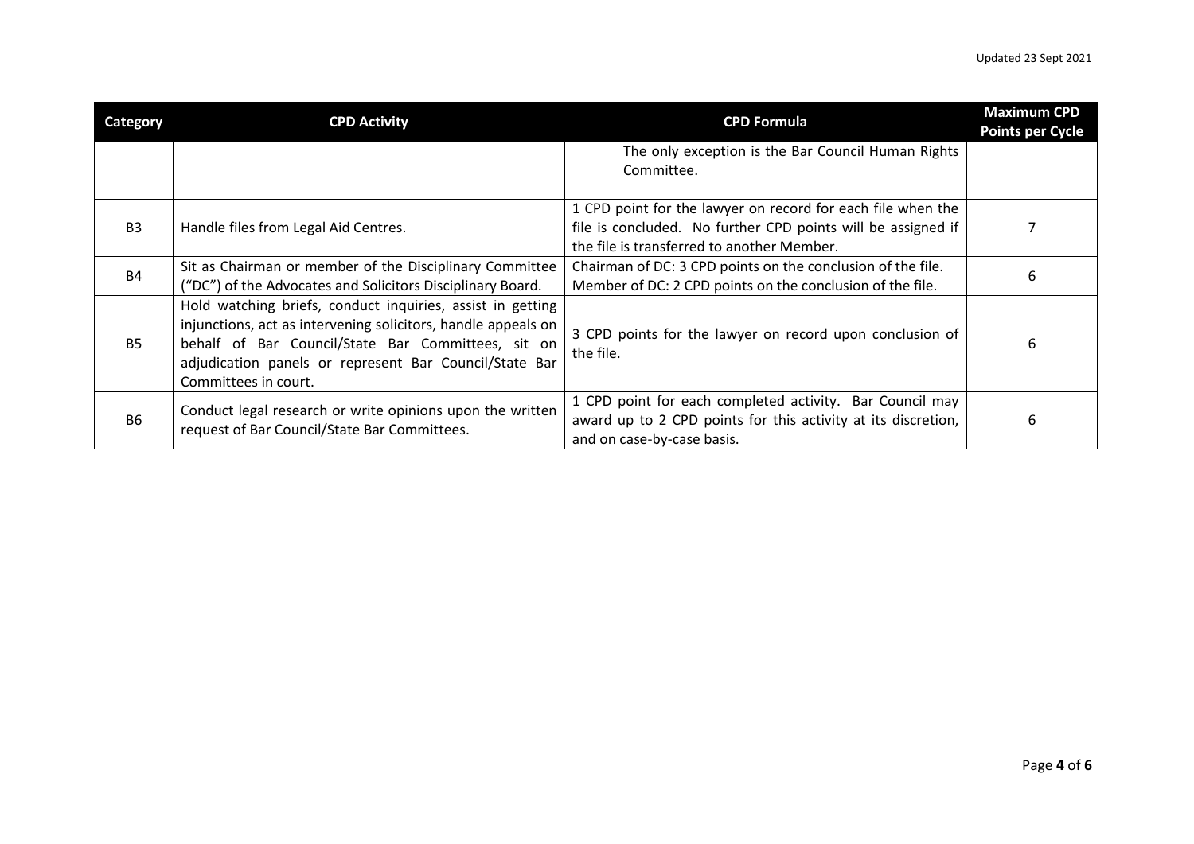| Category | CPD Activity | CPD Formula | Maximum CPD Points per Cycle |
|---|---|---|---|
| | | The only exception is the Bar Council Human Rights Committee. | |
| B3 | Handle files from Legal Aid Centres. | 1 CPD point for the lawyer on record for each file when the file is concluded. No further CPD points will be assigned if the file is transferred to another Member. | 7 |
| B4 | Sit as Chairman or member of the Disciplinary Committee ("DC") of the Advocates and Solicitors Disciplinary Board. | Chairman of DC: 3 CPD points on the conclusion of the file. Member of DC: 2 CPD points on the conclusion of the file. | 6 |
| B5 | Hold watching briefs, conduct inquiries, assist in getting injunctions, act as intervening solicitors, handle appeals on behalf of Bar Council/State Bar Committees, sit on adjudication panels or represent Bar Council/State Bar Committees in court. | 3 CPD points for the lawyer on record upon conclusion of the file. | 6 |
| B6 | Conduct legal research or write opinions upon the written request of Bar Council/State Bar Committees. | 1 CPD point for each completed activity. Bar Council may award up to 2 CPD points for this activity at its discretion, and on case-by-case basis. | 6 |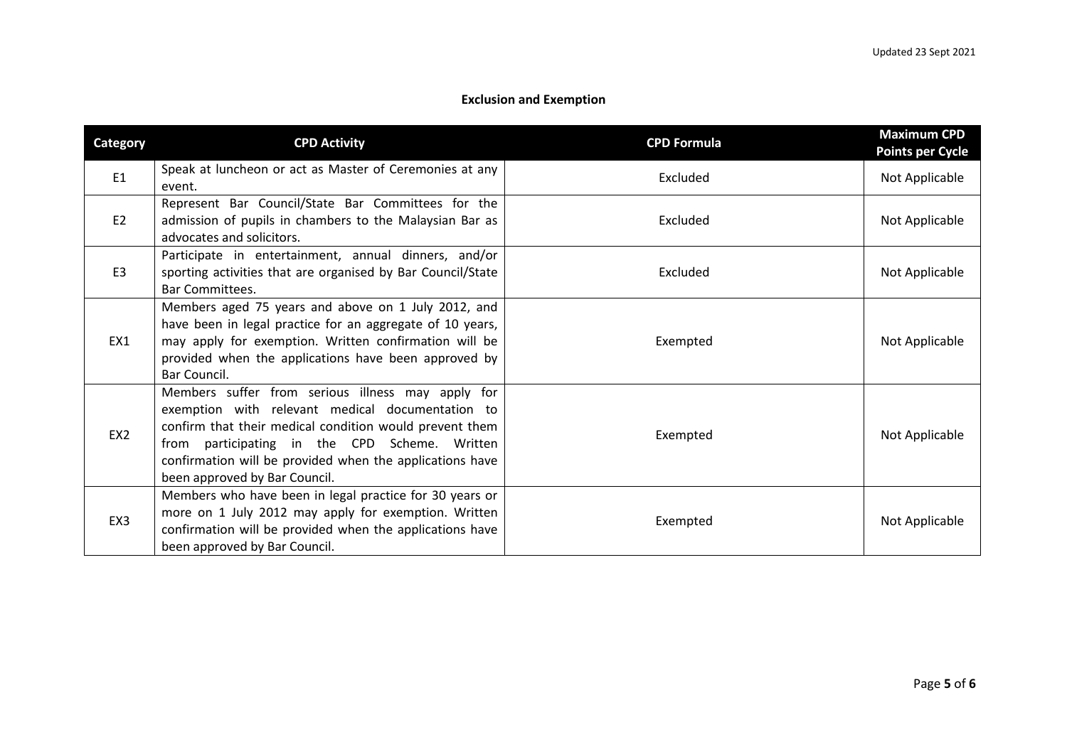## Exclusion and Exemption

| Category | CPD Activity | CPD Formula | Maximum CPD Points per Cycle |
|---|---|---|---|
| E1 | Speak at luncheon or act as Master of Ceremonies at any event. | Excluded | Not Applicable |
| E2 | Represent Bar Council/State Bar Committees for the admission of pupils in chambers to the Malaysian Bar as advocates and solicitors. | Excluded | Not Applicable |
| E3 | Participate in entertainment, annual dinners, and/or sporting activities that are organised by Bar Council/State Bar Committees. | Excluded | Not Applicable |
| EX1 | Members aged 75 years and above on 1 July 2012, and have been in legal practice for an aggregate of 10 years, may apply for exemption. Written confirmation will be provided when the applications have been approved by Bar Council. | Exempted | Not Applicable |
| EX2 | Members suffer from serious illness may apply for exemption with relevant medical documentation to confirm that their medical condition would prevent them from participating in the CPD Scheme. Written confirmation will be provided when the applications have been approved by Bar Council. | Exempted | Not Applicable |
| EX3 | Members who have been in legal practice for 30 years or more on 1 July 2012 may apply for exemption. Written confirmation will be provided when the applications have been approved by Bar Council. | Exempted | Not Applicable |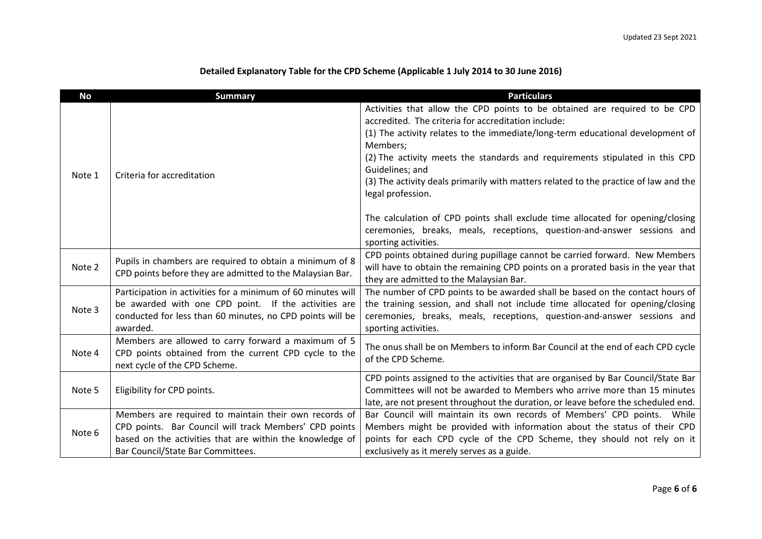Updated 23 Sept 2021

## Detailed Explanatory Table for the CPD Scheme (Applicable 1 July 2014 to 30 June 2016)

| No | Summary | Particulars |
|---|---|---|
| Note 1 | Criteria for accreditation | Activities that allow the CPD points to be obtained are required to be CPD accredited. The criteria for accreditation include:<br>(1) The activity relates to the immediate/long-term educational development of Members;<br>(2) The activity meets the standards and requirements stipulated in this CPD Guidelines; and<br>(3) The activity deals primarily with matters related to the practice of law and the legal profession.<br><br>The calculation of CPD points shall exclude time allocated for opening/closing ceremonies, breaks, meals, receptions, question-and-answer sessions and sporting activities. |
| Note 2 | Pupils in chambers are required to obtain a minimum of 8 CPD points before they are admitted to the Malaysian Bar. | CPD points obtained during pupillage cannot be carried forward. New Members will have to obtain the remaining CPD points on a prorated basis in the year that they are admitted to the Malaysian Bar. |
| Note 3 | Participation in activities for a minimum of 60 minutes will be awarded with one CPD point. If the activities are conducted for less than 60 minutes, no CPD points will be awarded. | The number of CPD points to be awarded shall be based on the contact hours of the training session, and shall not include time allocated for opening/closing ceremonies, breaks, meals, receptions, question-and-answer sessions and sporting activities. |
| Note 4 | Members are allowed to carry forward a maximum of 5 CPD points obtained from the current CPD cycle to the next cycle of the CPD Scheme. | The onus shall be on Members to inform Bar Council at the end of each CPD cycle of the CPD Scheme. |
| Note 5 | Eligibility for CPD points. | CPD points assigned to the activities that are organised by Bar Council/State Bar Committees will not be awarded to Members who arrive more than 15 minutes late, are not present throughout the duration, or leave before the scheduled end. |
| Note 6 | Members are required to maintain their own records of CPD points. Bar Council will track Members' CPD points based on the activities that are within the knowledge of Bar Council/State Bar Committees. | Bar Council will maintain its own records of Members' CPD points. While Members might be provided with information about the status of their CPD points for each CPD cycle of the CPD Scheme, they should not rely on it exclusively as it merely serves as a guide. |